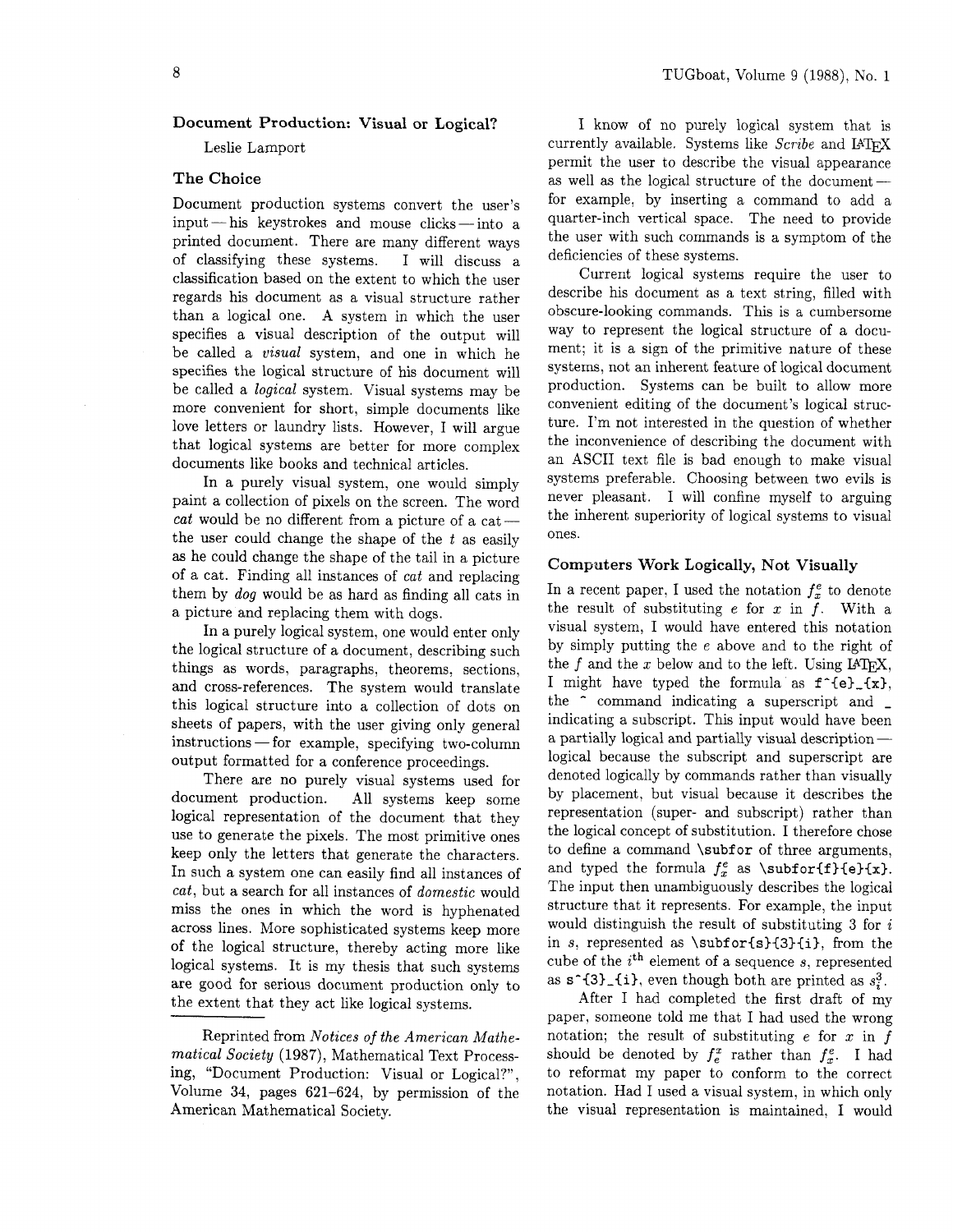# Document Production: Visual or Logical?

Leslie Lamport

## The Choice

Document production systems convert the user's input — his keystrokes and mouse clicks — into a printed document. There are many different ways of classifying these systems. I will discuss a classification based on the extent to which the user regards his document as a visual structure rather than a logical one. A system in which the user specifies a visual description of the output will be called a *visual* system, and one in which he specifies the logical structure of his document will be called a *logical* system. Visual systems may be more convenient for short, simple documents like love letters or laundry lists. However, I will argue that logical systems are better for more complex documents like books and technical articles.

In a purely visual system, one would simply paint a collection of pixels on the screen. The word *cat* would be no different from a picture of a cat — the user could change the shape of the *t* as easily as he could change the shape of the tail in a picture of a cat. Finding all instances of *cat* and replacing them by *dog* would be as hard as finding all cats in a picture and replacing them with dogs.

In a purely logical system, one would enter only the logical structure of a document, describing such things as words, paragraphs, theorems, sections, and cross-references. The system would translate this logical structure into a collection of dots on sheets of papers, with the user giving only general instructions — for example, specifying two-column output formatted for a conference proceedings.

There are no purely visual systems used for document production. All systems keep some logical representation of the document that they use to generate the pixels. The most primitive ones keep only the letters that generate the characters. In such a system one can easily find all instances of *cat*, but a search for all instances of *domestic* would miss the ones in which the word is hyphenated across lines. More sophisticated systems keep more of the logical structure, thereby acting more like logical systems. It is my thesis that such systems are good for serious document production only to the extent that they act like logical systems.

---

Reprinted from *Notices of the American Mathematical Society* (1987), Mathematical Text Processing, "Document Production: Visual or Logical?", Volume 34, pages 621–624, by permission of the American Mathematical Society.

I know of no purely logical system that is currently available. Systems like *Scribe* and LaTeX permit the user to describe the visual appearance as well as the logical structure of the document — for example, by inserting a command to add a quarter-inch vertical space. The need to provide the user with such commands is a symptom of the deficiencies of these systems.

Current logical systems require the user to describe his document as a text string, filled with obscure-looking commands. This is a cumbersome way to represent the logical structure of a document; it is a sign of the primitive nature of these systems, not an inherent feature of logical document production. Systems can be built to allow more convenient editing of the document's logical structure. I'm not interested in the question of whether the inconvenience of describing the document with an ASCII text file is bad enough to make visual systems preferable. Choosing between two evils is never pleasant. I will confine myself to arguing the inherent superiority of logical systems to visual ones.

## Computers Work Logically, Not Visually

In a recent paper, I used the notation $f^e_x$ to denote the result of substituting $e$ for $x$ in $f$. With a visual system, I would have entered this notation by simply putting the $e$ above and to the right of the $f$ and the $x$ below and to the left. Using LaTeX, I might have typed the formula as `f^{e}_{x}`, the `^` command indicating a superscript and `_` indicating a subscript. This input would have been a partially logical and partially visual description — logical because the subscript and superscript are denoted logically by commands rather than visually by placement, but visual because it describes the representation (super- and subscript) rather than the logical concept of substitution. I therefore chose to define a command `\subfor` of three arguments, and typed the formula $f^e_x$ as `\subfor{f}{e}{x}`. The input then unambiguously describes the logical structure that it represents. For example, the input would distinguish the result of substituting 3 for $i$ in $s$, represented as `\subfor{s}{3}{i}`, from the cube of the $i^{\text{th}}$ element of a sequence $s$, represented as `s^{3}_{i}`, even though both are printed as $s^3_i$.

After I had completed the first draft of my paper, someone told me that I had used the wrong notation; the result of substituting $e$ for $x$ in $f$ should be denoted by $f^x_e$ rather than $f^e_x$. I had to reformat my paper to conform to the correct notation. Had I used a visual system, in which only the visual representation is maintained, I would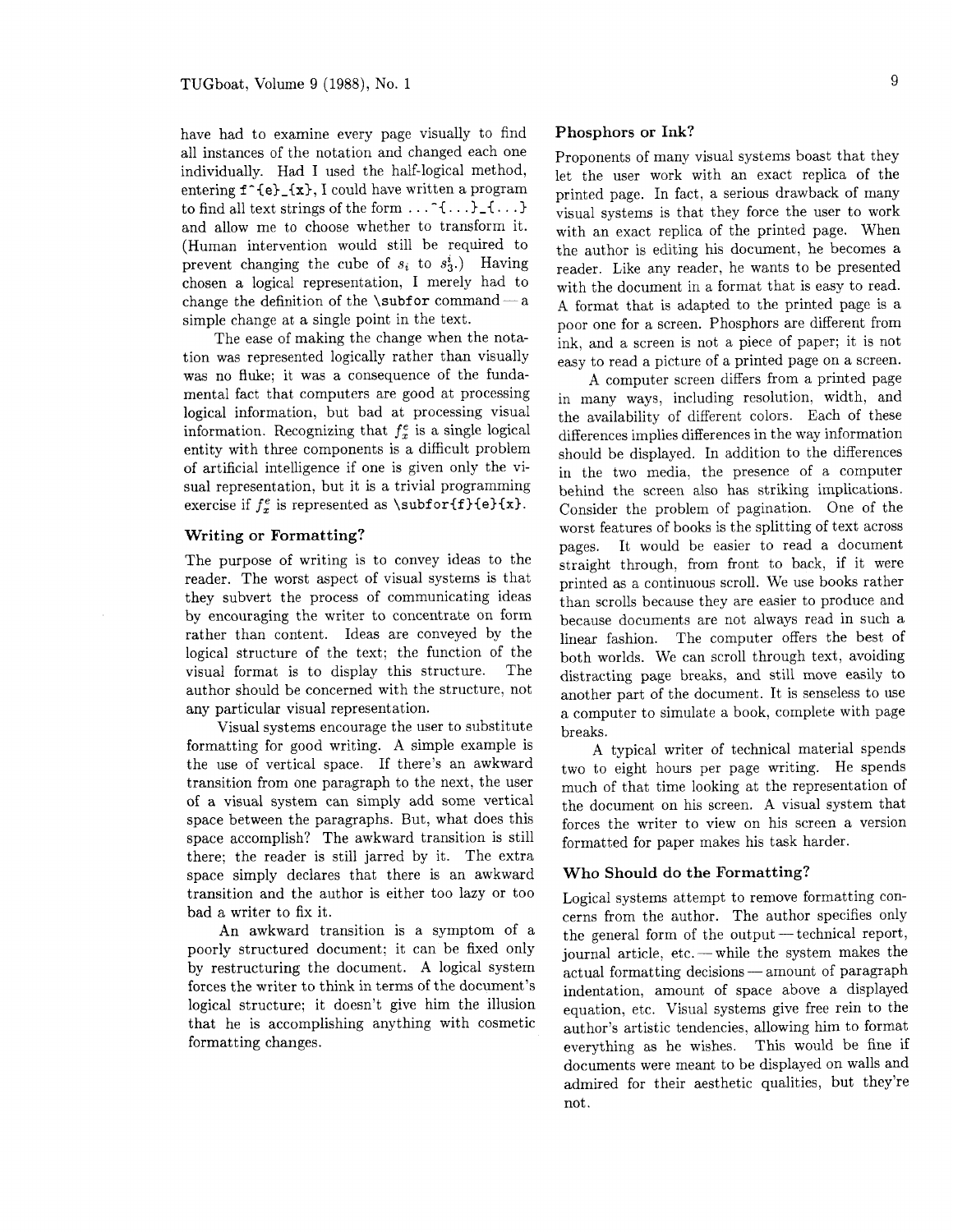have had to examine every page visually to find all instances of the notation and changed each one individually. Had I used the half-logical method, entering `f^{e}_{x}`, I could have written a program to find all text strings of the form `...^{...}_{...}` and allow me to choose whether to transform it. (Human intervention would still be required to prevent changing the cube of $s_i$ to $s_3^i$.) Having chosen a logical representation, I merely had to change the definition of the `\subfor` command — a simple change at a single point in the text.

The ease of making the change when the notation was represented logically rather than visually was no fluke; it was a consequence of the fundamental fact that computers are good at processing logical information, but bad at processing visual information. Recognizing that $f_x^e$ is a single logical entity with three components is a difficult problem of artificial intelligence if one is given only the visual representation, but it is a trivial programming exercise if $f_x^e$ is represented as `\subfor{f}{e}{x}`.

### Writing or Formatting?

The purpose of writing is to convey ideas to the reader. The worst aspect of visual systems is that they subvert the process of communicating ideas by encouraging the writer to concentrate on form rather than content. Ideas are conveyed by the logical structure of the text; the function of the visual format is to display this structure. The author should be concerned with the structure, not any particular visual representation.

Visual systems encourage the user to substitute formatting for good writing. A simple example is the use of vertical space. If there's an awkward transition from one paragraph to the next, the user of a visual system can simply add some vertical space between the paragraphs. But, what does this space accomplish? The awkward transition is still there; the reader is still jarred by it. The extra space simply declares that there is an awkward transition and the author is either too lazy or too bad a writer to fix it.

An awkward transition is a symptom of a poorly structured document; it can be fixed only by restructuring the document. A logical system forces the writer to think in terms of the document's logical structure; it doesn't give him the illusion that he is accomplishing anything with cosmetic formatting changes.

### Phosphors or Ink?

Proponents of many visual systems boast that they let the user work with an exact replica of the printed page. In fact, a serious drawback of many visual systems is that they force the user to work with an exact replica of the printed page. When the author is editing his document, he becomes a reader. Like any reader, he wants to be presented with the document in a format that is easy to read. A format that is adapted to the printed page is a poor one for a screen. Phosphors are different from ink, and a screen is not a piece of paper; it is not easy to read a picture of a printed page on a screen.

A computer screen differs from a printed page in many ways, including resolution, width, and the availability of different colors. Each of these differences implies differences in the way information should be displayed. In addition to the differences in the two media, the presence of a computer behind the screen also has striking implications. Consider the problem of pagination. One of the worst features of books is the splitting of text across pages. It would be easier to read a document straight through, from front to back, if it were printed as a continuous scroll. We use books rather than scrolls because they are easier to produce and because documents are not always read in such a linear fashion. The computer offers the best of both worlds. We can scroll through text, avoiding distracting page breaks, and still move easily to another part of the document. It is senseless to use a computer to simulate a book, complete with page breaks.

A typical writer of technical material spends two to eight hours per page writing. He spends much of that time looking at the representation of the document on his screen. A visual system that forces the writer to view on his screen a version formatted for paper makes his task harder.

### Who Should do the Formatting?

Logical systems attempt to remove formatting concerns from the author. The author specifies only the general form of the output — technical report, journal article, etc. — while the system makes the actual formatting decisions — amount of paragraph indentation, amount of space above a displayed equation, etc. Visual systems give free rein to the author's artistic tendencies, allowing him to format everything as he wishes. This would be fine if documents were meant to be displayed on walls and admired for their aesthetic qualities, but they're not.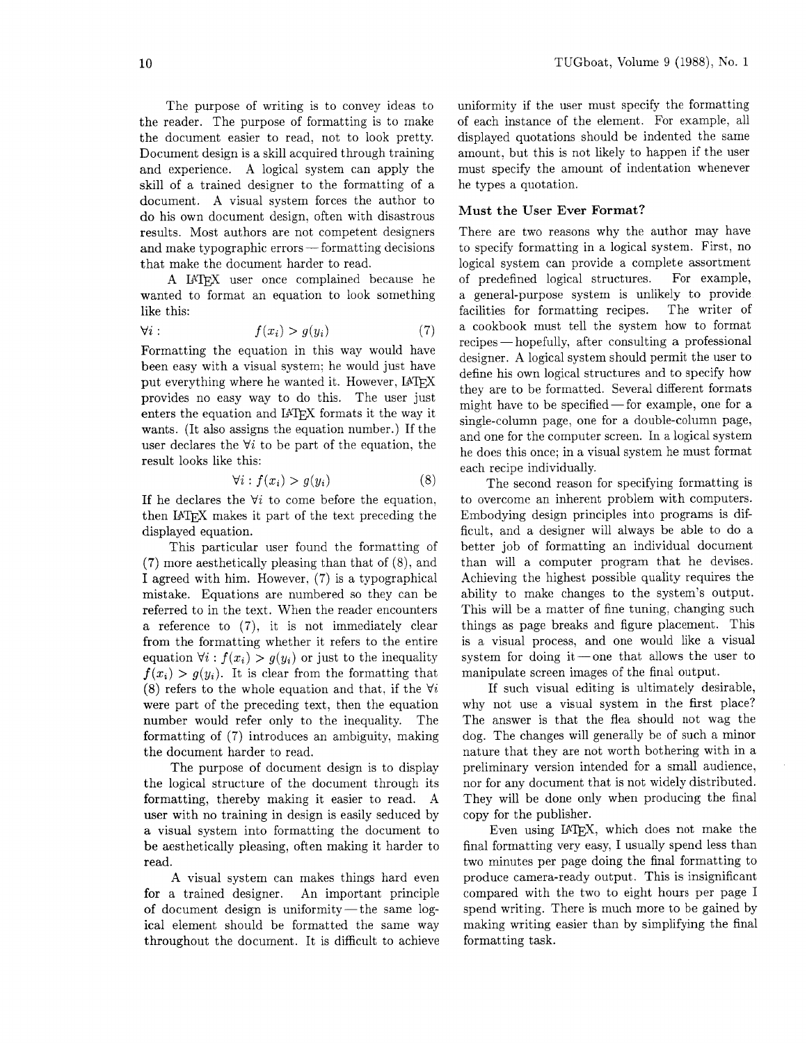The purpose of writing is to convey ideas to the reader. The purpose of formatting is to make the document easier to read, not to look pretty. Document design is a skill acquired through training and experience. A logical system can apply the skill of a trained designer to the formatting of a document. A visual system forces the author to do his own document design, often with disastrous results. Most authors are not competent designers and make typographic errors — formatting decisions that make the document harder to read.

A LaTeX user once complained because he wanted to format an equation to look something like this:

$$\forall i: \qquad f(x_i) > g(y_i) \qquad (7)$$

Formatting the equation in this way would have been easy with a visual system; he would just have put everything where he wanted it. However, LaTeX provides no easy way to do this. The user just enters the equation and LaTeX formats it the way it wants. (It also assigns the equation number.) If the user declares the $\forall i$ to be part of the equation, the result looks like this:

$$\forall i : f(x_i) > g(y_i) \qquad (8)$$

If he declares the $\forall i$ to come before the equation, then LaTeX makes it part of the text preceding the displayed equation.

This particular user found the formatting of (7) more aesthetically pleasing than that of (8), and I agreed with him. However, (7) is a typographical mistake. Equations are numbered so they can be referred to in the text. When the reader encounters a reference to (7), it is not immediately clear from the formatting whether it refers to the entire equation $\forall i : f(x_i) > g(y_i)$ or just to the inequality $f(x_i) > g(y_i)$. It is clear from the formatting that (8) refers to the whole equation and that, if the $\forall i$ were part of the preceding text, then the equation number would refer only to the inequality. The formatting of (7) introduces an ambiguity, making the document harder to read.

The purpose of document design is to display the logical structure of the document through its formatting, thereby making it easier to read. A user with no training in design is easily seduced by a visual system into formatting the document to be aesthetically pleasing, often making it harder to read.

A visual system can makes things hard even for a trained designer. An important principle of document design is uniformity — the same logical element should be formatted the same way throughout the document. It is difficult to achieve uniformity if the user must specify the formatting of each instance of the element. For example, all displayed quotations should be indented the same amount, but this is not likely to happen if the user must specify the amount of indentation whenever he types a quotation.

### Must the User Ever Format?

There are two reasons why the author may have to specify formatting in a logical system. First, no logical system can provide a complete assortment of predefined logical structures. For example, a general-purpose system is unlikely to provide facilities for formatting recipes. The writer of a cookbook must tell the system how to format recipes — hopefully, after consulting a professional designer. A logical system should permit the user to define his own logical structures and to specify how they are to be formatted. Several different formats might have to be specified — for example, one for a single-column page, one for a double-column page, and one for the computer screen. In a logical system he does this once; in a visual system he must format each recipe individually.

The second reason for specifying formatting is to overcome an inherent problem with computers. Embodying design principles into programs is difficult, and a designer will always be able to do a better job of formatting an individual document than will a computer program that he devises. Achieving the highest possible quality requires the ability to make changes to the system's output. This will be a matter of fine tuning, changing such things as page breaks and figure placement. This is a visual process, and one would like a visual system for doing it — one that allows the user to manipulate screen images of the final output.

If such visual editing is ultimately desirable, why not use a visual system in the first place? The answer is that the flea should not wag the dog. The changes will generally be of such a minor nature that they are not worth bothering with in a preliminary version intended for a small audience, nor for any document that is not widely distributed. They will be done only when producing the final copy for the publisher.

Even using LaTeX, which does not make the final formatting very easy, I usually spend less than two minutes per page doing the final formatting to produce camera-ready output. This is insignificant compared with the two to eight hours per page I spend writing. There is much more to be gained by making writing easier than by simplifying the final formatting task.